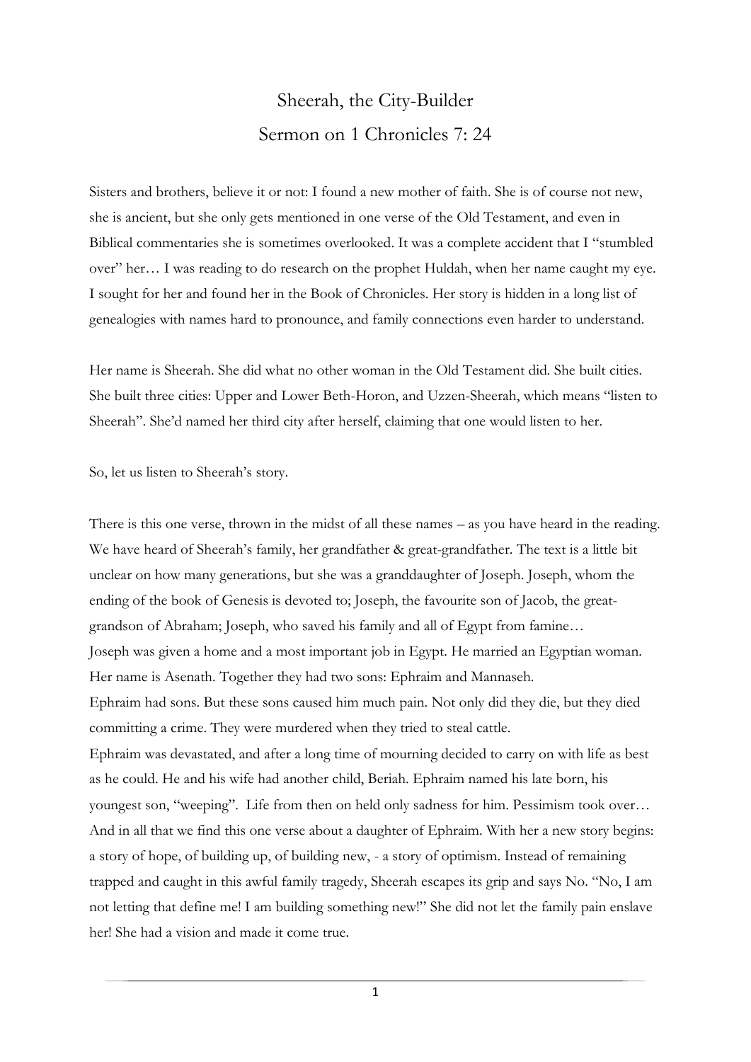# Sheerah, the City-Builder

## Sermon on 1 Chronicles 7: 24

Sisters and brothers, believe it or not: I found a new mother of faith. She is of course not new, she is ancient, but she only gets mentioned in one verse of the Old Testament, and even in Biblical commentaries she is sometimes overlooked. It was a complete accident that I "stumbled over" her… I was reading to do research on the prophet Huldah, when her name caught my eye. I sought for her and found her in the Book of Chronicles. Her story is hidden in a long list of genealogies with names hard to pronounce, and family connections even harder to understand.

Her name is Sheerah. She did what no other woman in the Old Testament did. She built cities. She built three cities: Upper and Lower Beth-Horon, and Uzzen-Sheerah, which means "listen to Sheerah". She'd named her third city after herself, claiming that one would listen to her.

So, let us listen to Sheerah's story.

There is this one verse, thrown in the midst of all these names – as you have heard in the reading. We have heard of Sheerah's family, her grandfather & great-grandfather. The text is a little bit unclear on how many generations, but she was a granddaughter of Joseph. Joseph, whom the ending of the book of Genesis is devoted to; Joseph, the favourite son of Jacob, the great-grandson of Abraham; Joseph, who saved his family and all of Egypt from famine…
Joseph was given a home and a most important job in Egypt. He married an Egyptian woman. Her name is Asenath. Together they had two sons: Ephraim and Mannaseh.
Ephraim had sons. But these sons caused him much pain. Not only did they die, but they died committing a crime. They were murdered when they tried to steal cattle.
Ephraim was devastated, and after a long time of mourning decided to carry on with life as best as he could. He and his wife had another child, Beriah. Ephraim named his late born, his youngest son, "weeping". Life from then on held only sadness for him. Pessimism took over…
And in all that we find this one verse about a daughter of Ephraim. With her a new story begins: a story of hope, of building up, of building new, - a story of optimism. Instead of remaining trapped and caught in this awful family tragedy, Sheerah escapes its grip and says No. "No, I am not letting that define me! I am building something new!" She did not let the family pain enslave her! She had a vision and made it come true.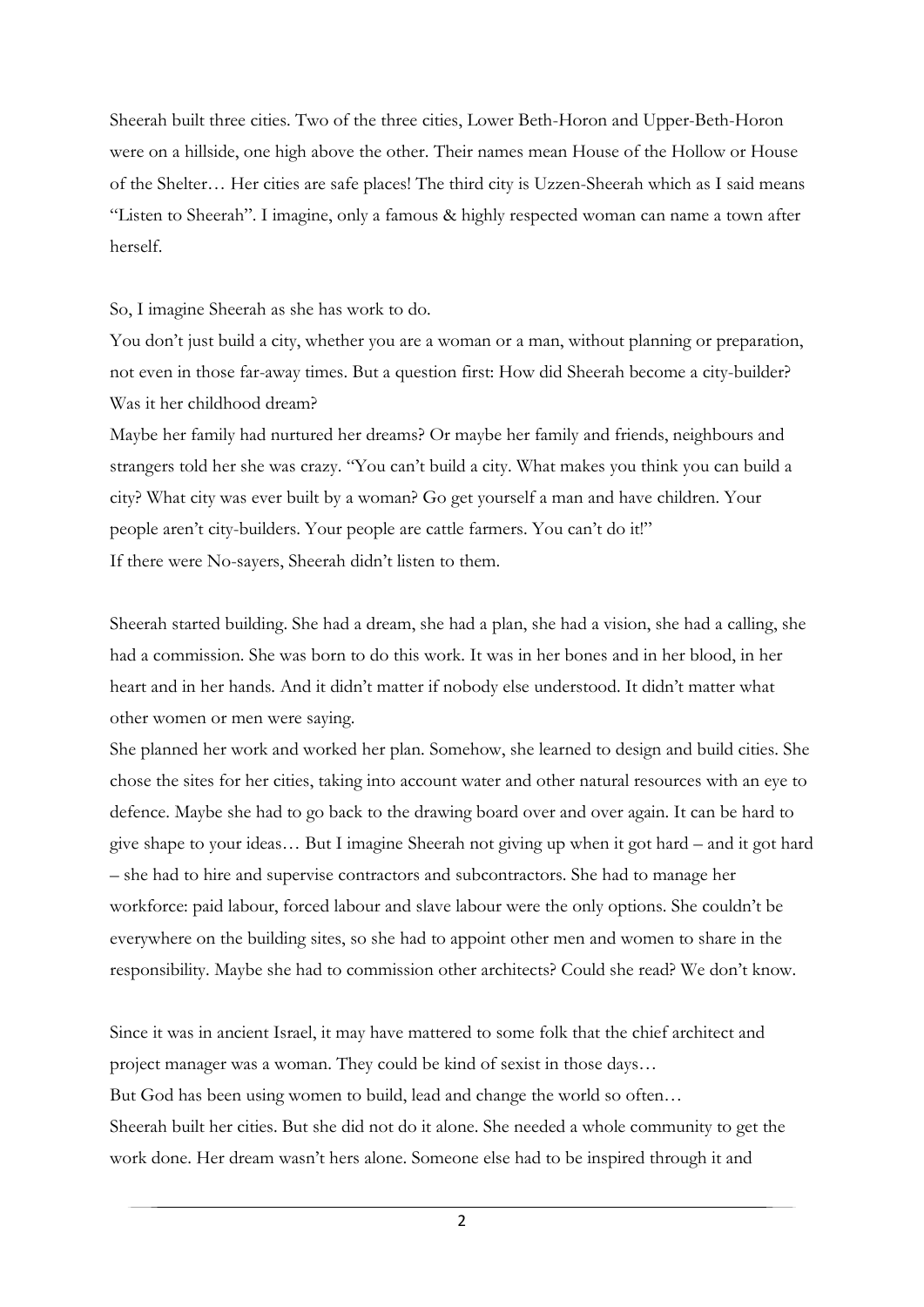Sheerah built three cities. Two of the three cities, Lower Beth-Horon and Upper-Beth-Horon were on a hillside, one high above the other. Their names mean House of the Hollow or House of the Shelter… Her cities are safe places! The third city is Uzzen-Sheerah which as I said means "Listen to Sheerah". I imagine, only a famous & highly respected woman can name a town after herself.

So, I imagine Sheerah as she has work to do.

You don't just build a city, whether you are a woman or a man, without planning or preparation, not even in those far-away times. But a question first: How did Sheerah become a city-builder? Was it her childhood dream?

Maybe her family had nurtured her dreams? Or maybe her family and friends, neighbours and strangers told her she was crazy. "You can't build a city. What makes you think you can build a city? What city was ever built by a woman? Go get yourself a man and have children. Your people aren't city-builders. Your people are cattle farmers. You can't do it!"

If there were No-sayers, Sheerah didn't listen to them.

Sheerah started building. She had a dream, she had a plan, she had a vision, she had a calling, she had a commission. She was born to do this work. It was in her bones and in her blood, in her heart and in her hands. And it didn't matter if nobody else understood. It didn't matter what other women or men were saying.

She planned her work and worked her plan. Somehow, she learned to design and build cities. She chose the sites for her cities, taking into account water and other natural resources with an eye to defence. Maybe she had to go back to the drawing board over and over again. It can be hard to give shape to your ideas… But I imagine Sheerah not giving up when it got hard – and it got hard – she had to hire and supervise contractors and subcontractors. She had to manage her workforce: paid labour, forced labour and slave labour were the only options. She couldn't be everywhere on the building sites, so she had to appoint other men and women to share in the responsibility. Maybe she had to commission other architects? Could she read? We don't know.

Since it was in ancient Israel, it may have mattered to some folk that the chief architect and project manager was a woman. They could be kind of sexist in those days…

But God has been using women to build, lead and change the world so often…

Sheerah built her cities. But she did not do it alone. She needed a whole community to get the work done. Her dream wasn't hers alone. Someone else had to be inspired through it and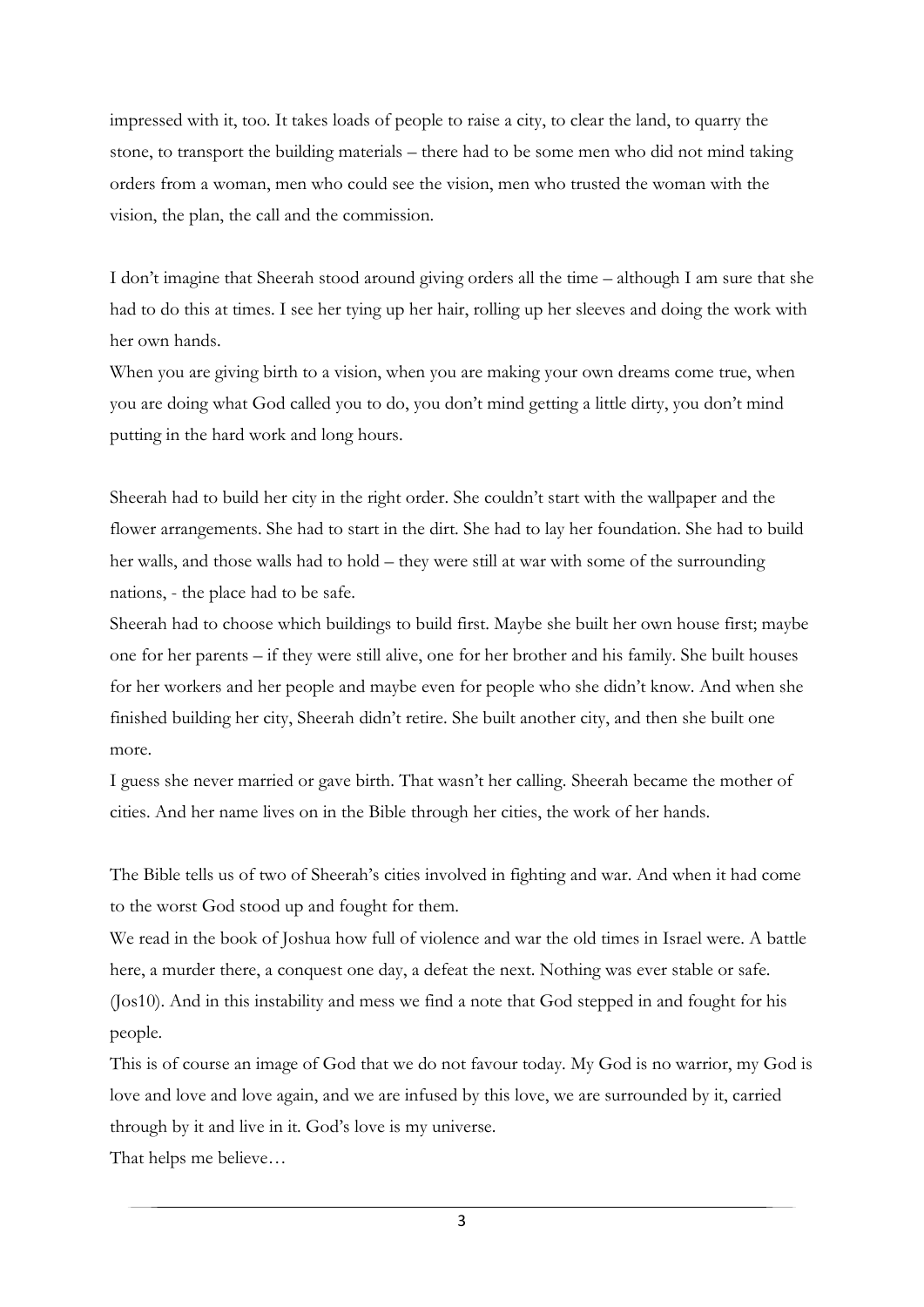impressed with it, too. It takes loads of people to raise a city, to clear the land, to quarry the stone, to transport the building materials – there had to be some men who did not mind taking orders from a woman, men who could see the vision, men who trusted the woman with the vision, the plan, the call and the commission.

I don't imagine that Sheerah stood around giving orders all the time – although I am sure that she had to do this at times. I see her tying up her hair, rolling up her sleeves and doing the work with her own hands.

When you are giving birth to a vision, when you are making your own dreams come true, when you are doing what God called you to do, you don't mind getting a little dirty, you don't mind putting in the hard work and long hours.

Sheerah had to build her city in the right order. She couldn't start with the wallpaper and the flower arrangements. She had to start in the dirt. She had to lay her foundation. She had to build her walls, and those walls had to hold – they were still at war with some of the surrounding nations, - the place had to be safe.

Sheerah had to choose which buildings to build first. Maybe she built her own house first; maybe one for her parents – if they were still alive, one for her brother and his family. She built houses for her workers and her people and maybe even for people who she didn't know. And when she finished building her city, Sheerah didn't retire. She built another city, and then she built one more.

I guess she never married or gave birth. That wasn't her calling. Sheerah became the mother of cities. And her name lives on in the Bible through her cities, the work of her hands.

The Bible tells us of two of Sheerah's cities involved in fighting and war. And when it had come to the worst God stood up and fought for them.

We read in the book of Joshua how full of violence and war the old times in Israel were. A battle here, a murder there, a conquest one day, a defeat the next. Nothing was ever stable or safe. (Jos10). And in this instability and mess we find a note that God stepped in and fought for his people.

This is of course an image of God that we do not favour today. My God is no warrior, my God is love and love and love again, and we are infused by this love, we are surrounded by it, carried through by it and live in it. God's love is my universe.

That helps me believe…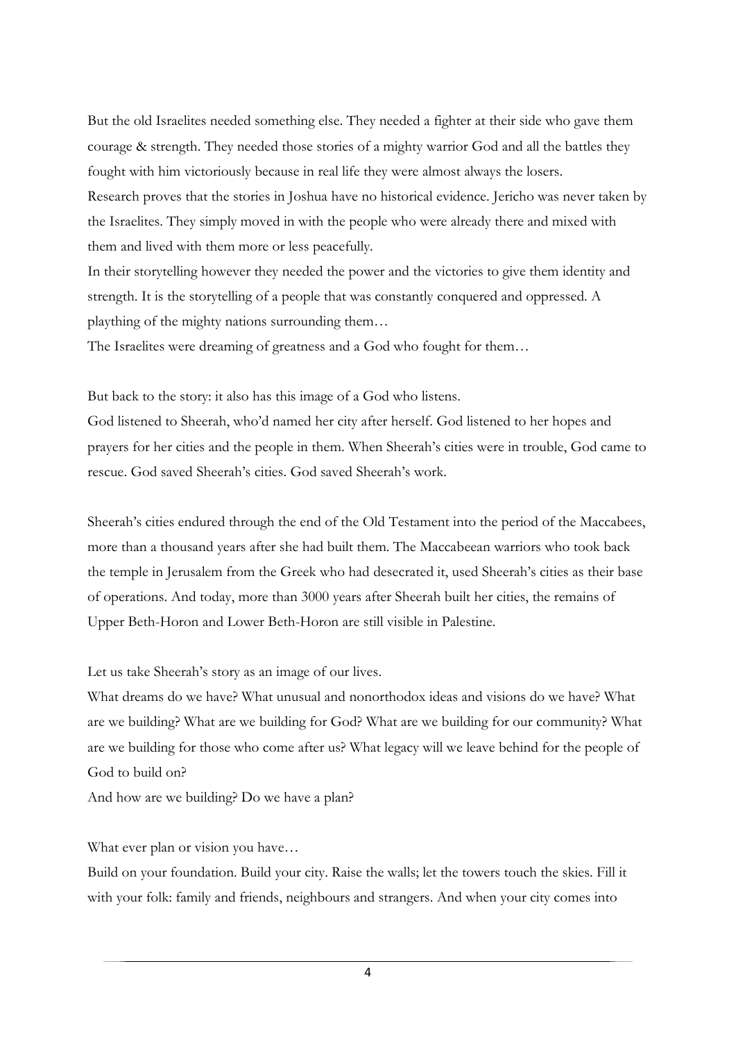But the old Israelites needed something else. They needed a fighter at their side who gave them courage & strength. They needed those stories of a mighty warrior God and all the battles they fought with him victoriously because in real life they were almost always the losers.
Research proves that the stories in Joshua have no historical evidence. Jericho was never taken by the Israelites. They simply moved in with the people who were already there and mixed with them and lived with them more or less peacefully.
In their storytelling however they needed the power and the victories to give them identity and strength. It is the storytelling of a people that was constantly conquered and oppressed. A plaything of the mighty nations surrounding them…
The Israelites were dreaming of greatness and a God who fought for them…

But back to the story: it also has this image of a God who listens.
God listened to Sheerah, who'd named her city after herself. God listened to her hopes and prayers for her cities and the people in them. When Sheerah's cities were in trouble, God came to rescue. God saved Sheerah's cities. God saved Sheerah's work.

Sheerah's cities endured through the end of the Old Testament into the period of the Maccabees, more than a thousand years after she had built them. The Maccabeean warriors who took back the temple in Jerusalem from the Greek who had desecrated it, used Sheerah's cities as their base of operations. And today, more than 3000 years after Sheerah built her cities, the remains of Upper Beth-Horon and Lower Beth-Horon are still visible in Palestine.

Let us take Sheerah's story as an image of our lives.
What dreams do we have? What unusual and nonorthodox ideas and visions do we have? What are we building? What are we building for God? What are we building for our community? What are we building for those who come after us? What legacy will we leave behind for the people of God to build on?
And how are we building? Do we have a plan?

What ever plan or vision you have…
Build on your foundation. Build your city. Raise the walls; let the towers touch the skies. Fill it with your folk: family and friends, neighbours and strangers. And when your city comes into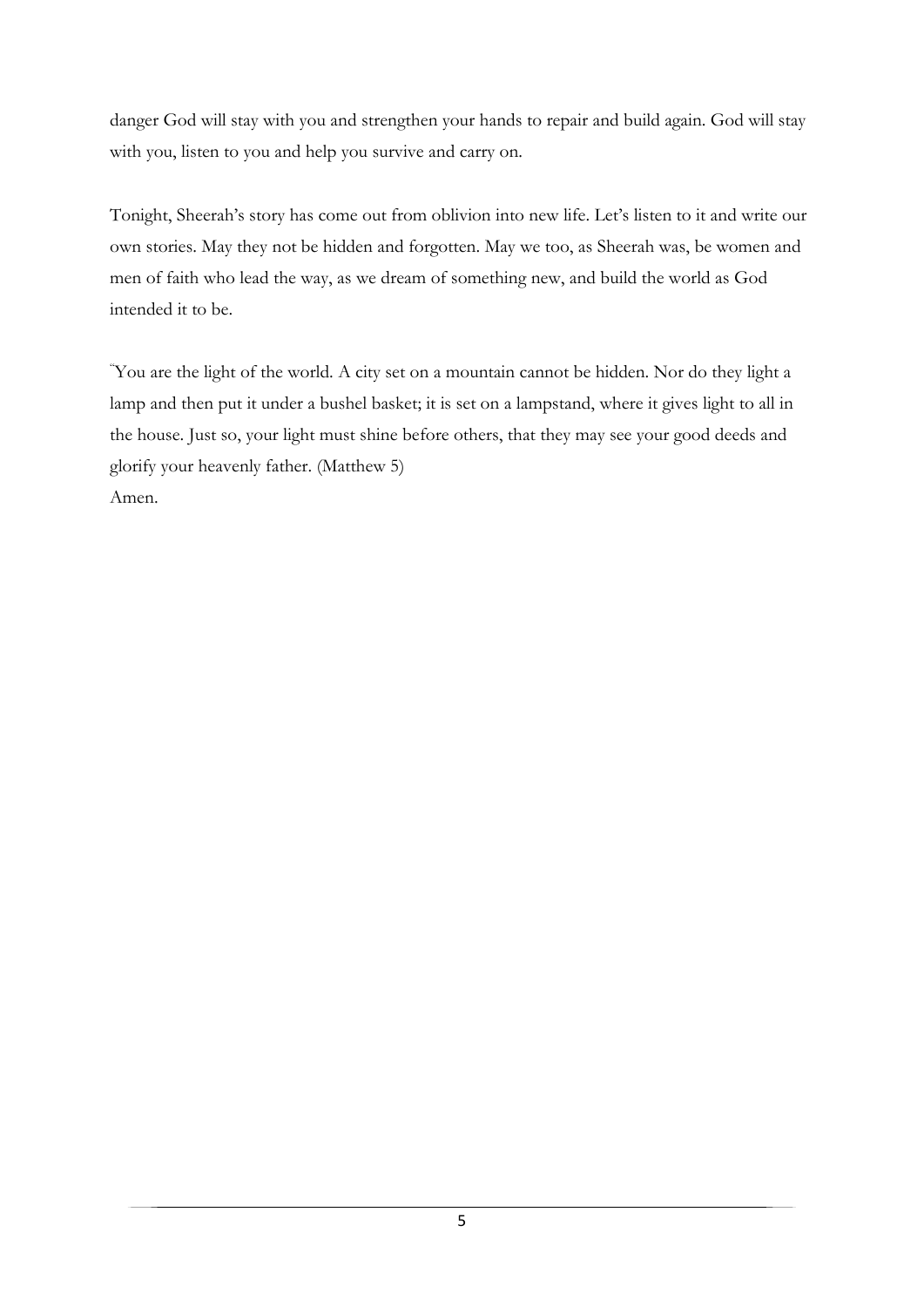danger God will stay with you and strengthen your hands to repair and build again. God will stay with you, listen to you and help you survive and carry on.

Tonight, Sheerah's story has come out from oblivion into new life. Let's listen to it and write our own stories. May they not be hidden and forgotten. May we too, as Sheerah was, be women and men of faith who lead the way, as we dream of something new, and build the world as God intended it to be.

"You are the light of the world. A city set on a mountain cannot be hidden. Nor do they light a lamp and then put it under a bushel basket; it is set on a lampstand, where it gives light to all in the house. Just so, your light must shine before others, that they may see your good deeds and glorify your heavenly father. (Matthew 5)
Amen.